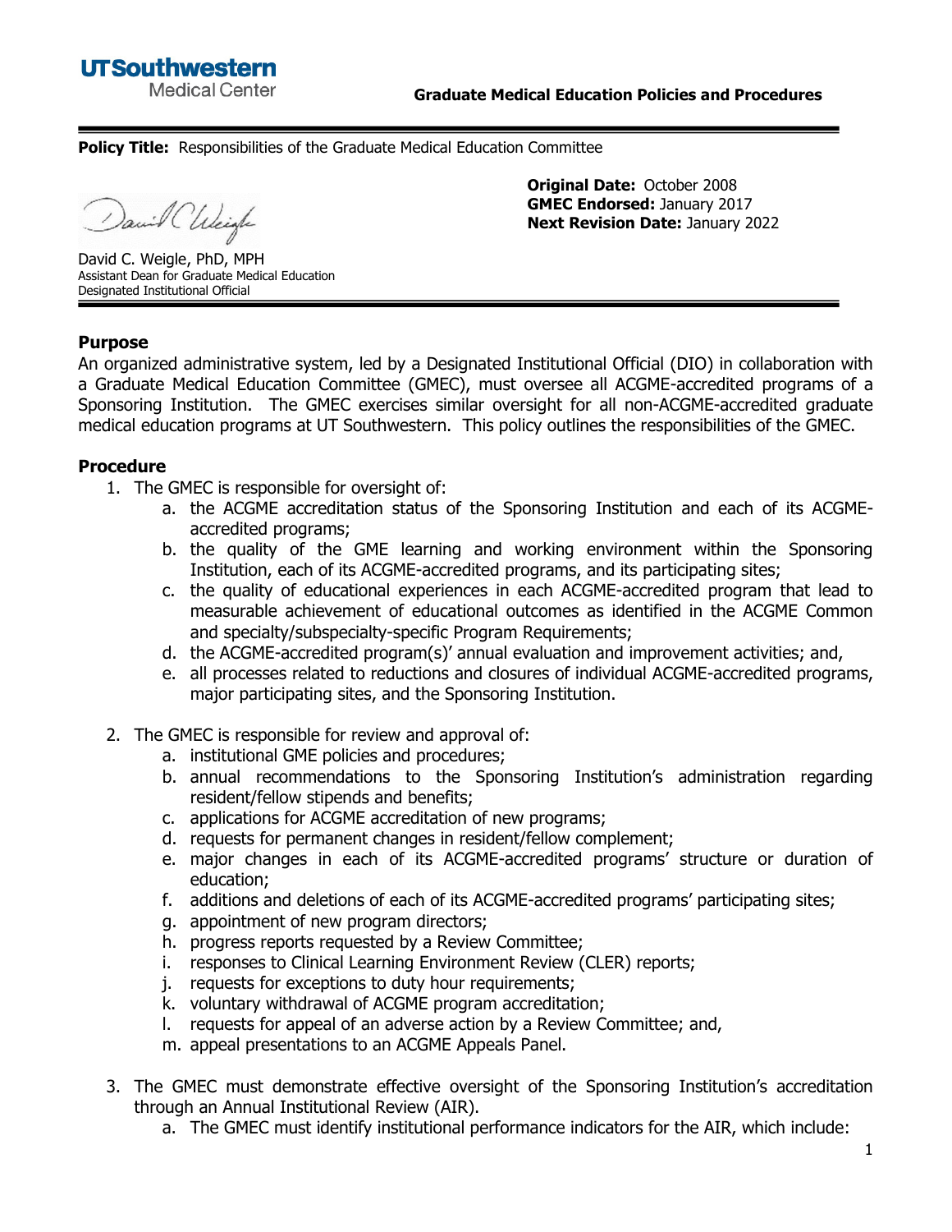**UTSouthwestern**
Medical Center

**Graduate Medical Education Policies and Procedures**

---

**Policy Title:** Responsibilities of the Graduate Medical Education Committee

David C. Weigle, PhD, MPH
Assistant Dean for Graduate Medical Education
Designated Institutional Official

**Original Date:** October 2008
**GMEC Endorsed:** January 2017
**Next Revision Date:** January 2022

---

## Purpose

An organized administrative system, led by a Designated Institutional Official (DIO) in collaboration with a Graduate Medical Education Committee (GMEC), must oversee all ACGME-accredited programs of a Sponsoring Institution. The GMEC exercises similar oversight for all non-ACGME-accredited graduate medical education programs at UT Southwestern. This policy outlines the responsibilities of the GMEC.

## Procedure

1. The GMEC is responsible for oversight of:
   a. the ACGME accreditation status of the Sponsoring Institution and each of its ACGME-accredited programs;
   b. the quality of the GME learning and working environment within the Sponsoring Institution, each of its ACGME-accredited programs, and its participating sites;
   c. the quality of educational experiences in each ACGME-accredited program that lead to measurable achievement of educational outcomes as identified in the ACGME Common and specialty/subspecialty-specific Program Requirements;
   d. the ACGME-accredited program(s)' annual evaluation and improvement activities; and,
   e. all processes related to reductions and closures of individual ACGME-accredited programs, major participating sites, and the Sponsoring Institution.

2. The GMEC is responsible for review and approval of:
   a. institutional GME policies and procedures;
   b. annual recommendations to the Sponsoring Institution's administration regarding resident/fellow stipends and benefits;
   c. applications for ACGME accreditation of new programs;
   d. requests for permanent changes in resident/fellow complement;
   e. major changes in each of its ACGME-accredited programs' structure or duration of education;
   f. additions and deletions of each of its ACGME-accredited programs' participating sites;
   g. appointment of new program directors;
   h. progress reports requested by a Review Committee;
   i. responses to Clinical Learning Environment Review (CLER) reports;
   j. requests for exceptions to duty hour requirements;
   k. voluntary withdrawal of ACGME program accreditation;
   l. requests for appeal of an adverse action by a Review Committee; and,
   m. appeal presentations to an ACGME Appeals Panel.

3. The GMEC must demonstrate effective oversight of the Sponsoring Institution's accreditation through an Annual Institutional Review (AIR).
   a. The GMEC must identify institutional performance indicators for the AIR, which include: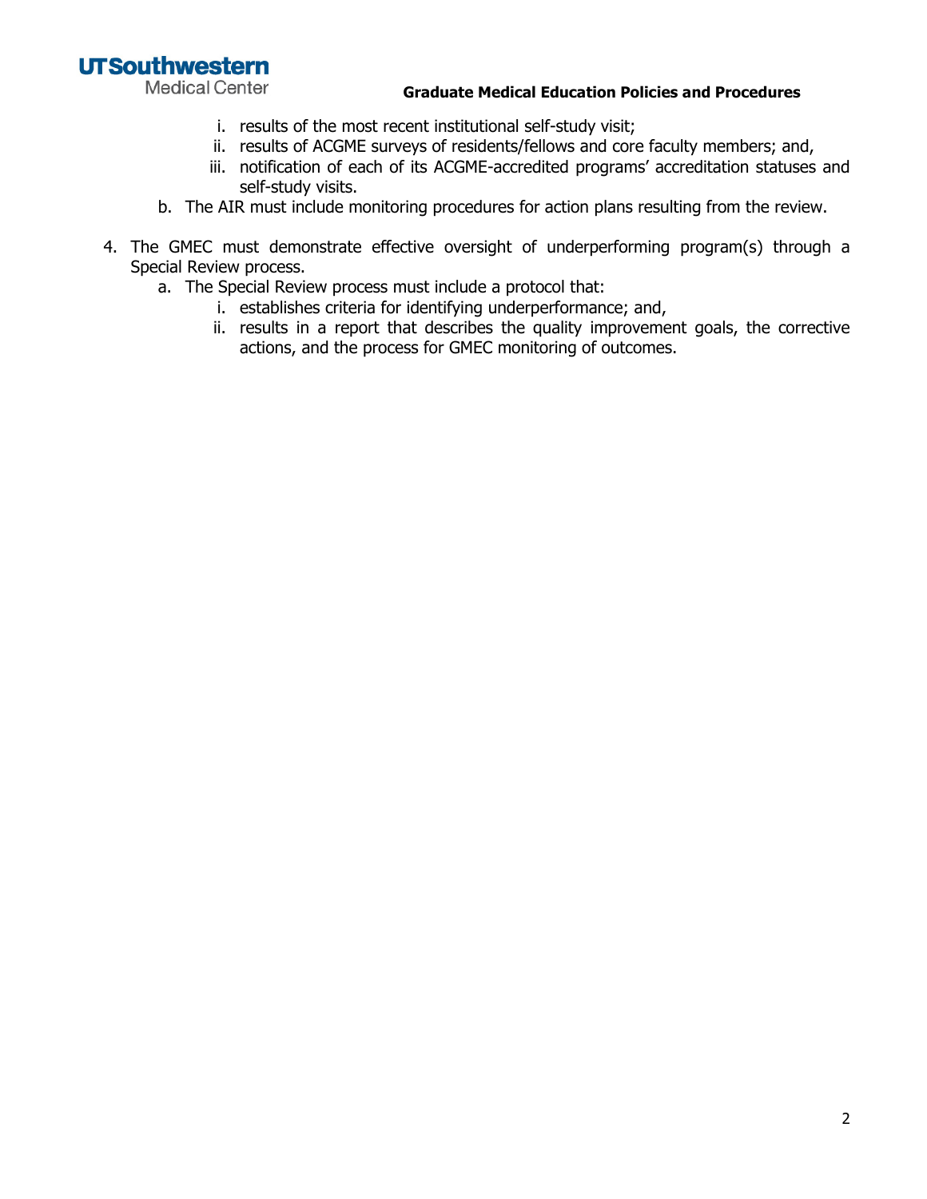i. results of the most recent institutional self-study visit;
      ii. results of ACGME surveys of residents/fellows and core faculty members; and,
      iii. notification of each of its ACGME-accredited programs' accreditation statuses and self-study visits.
   b. The AIR must include monitoring procedures for action plans resulting from the review.

4. The GMEC must demonstrate effective oversight of underperforming program(s) through a Special Review process.
   a. The Special Review process must include a protocol that:
      i. establishes criteria for identifying underperformance; and,
      ii. results in a report that describes the quality improvement goals, the corrective actions, and the process for GMEC monitoring of outcomes.